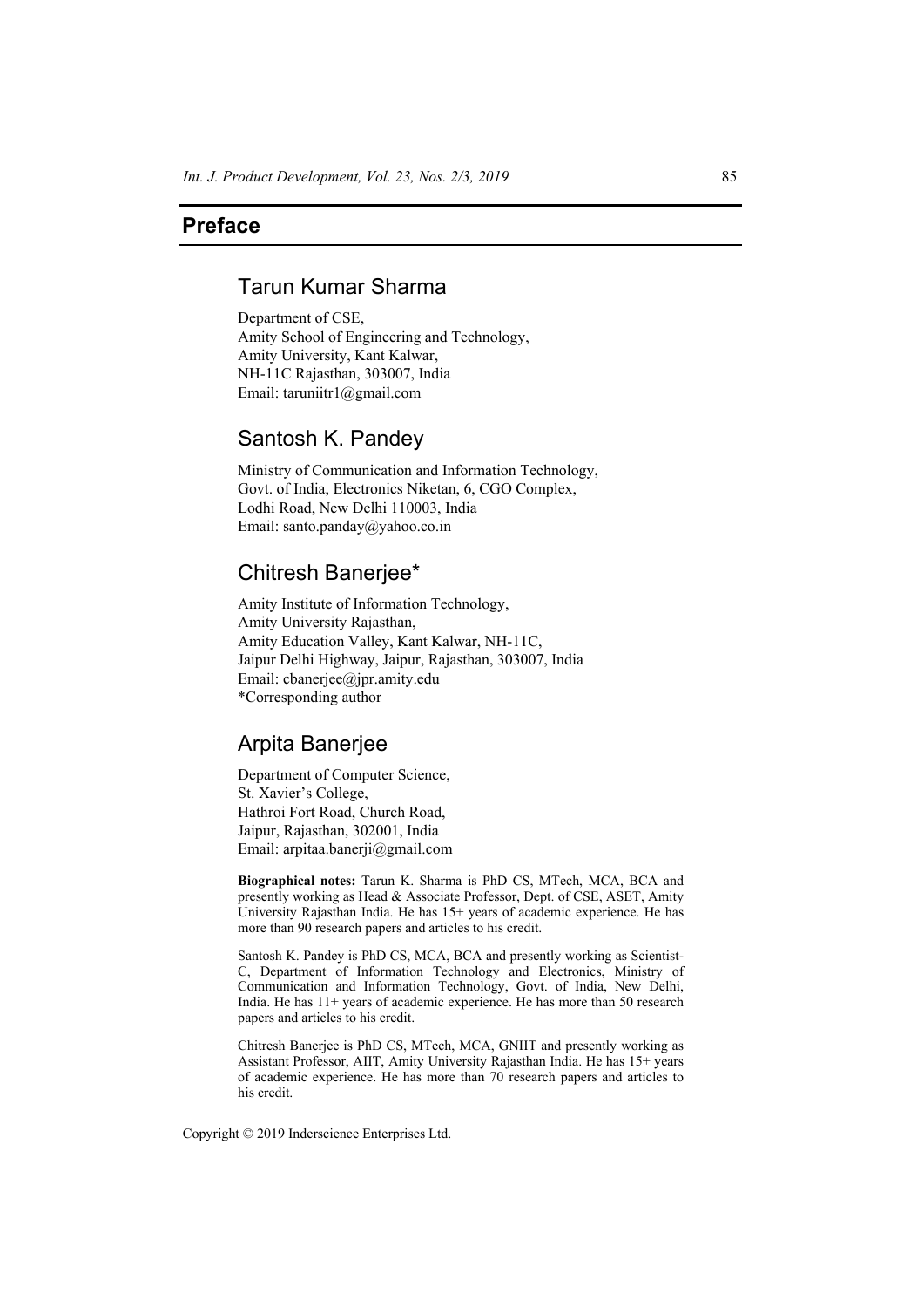# Preface

## Tarun Kumar Sharma

Department of CSE,
Amity School of Engineering and Technology,
Amity University, Kant Kalwar,
NH-11C Rajasthan, 303007, India
Email: taruniitr1@gmail.com

## Santosh K. Pandey

Ministry of Communication and Information Technology,
Govt. of India, Electronics Niketan, 6, CGO Complex,
Lodhi Road, New Delhi 110003, India
Email: santo.panday@yahoo.co.in

## Chitresh Banerjee*

Amity Institute of Information Technology,
Amity University Rajasthan,
Amity Education Valley, Kant Kalwar, NH-11C,
Jaipur Delhi Highway, Jaipur, Rajasthan, 303007, India
Email: cbanerjee@jpr.amity.edu
*Corresponding author

## Arpita Banerjee

Department of Computer Science,
St. Xavier's College,
Hathroi Fort Road, Church Road,
Jaipur, Rajasthan, 302001, India
Email: arpitaa.banerji@gmail.com

**Biographical notes:** Tarun K. Sharma is PhD CS, MTech, MCA, BCA and presently working as Head & Associate Professor, Dept. of CSE, ASET, Amity University Rajasthan India. He has 15+ years of academic experience. He has more than 90 research papers and articles to his credit.

Santosh K. Pandey is PhD CS, MCA, BCA and presently working as Scientist-C, Department of Information Technology and Electronics, Ministry of Communication and Information Technology, Govt. of India, New Delhi, India. He has 11+ years of academic experience. He has more than 50 research papers and articles to his credit.

Chitresh Banerjee is PhD CS, MTech, MCA, GNIIT and presently working as Assistant Professor, AIIT, Amity University Rajasthan India. He has 15+ years of academic experience. He has more than 70 research papers and articles to his credit.

Copyright © 2019 Inderscience Enterprises Ltd.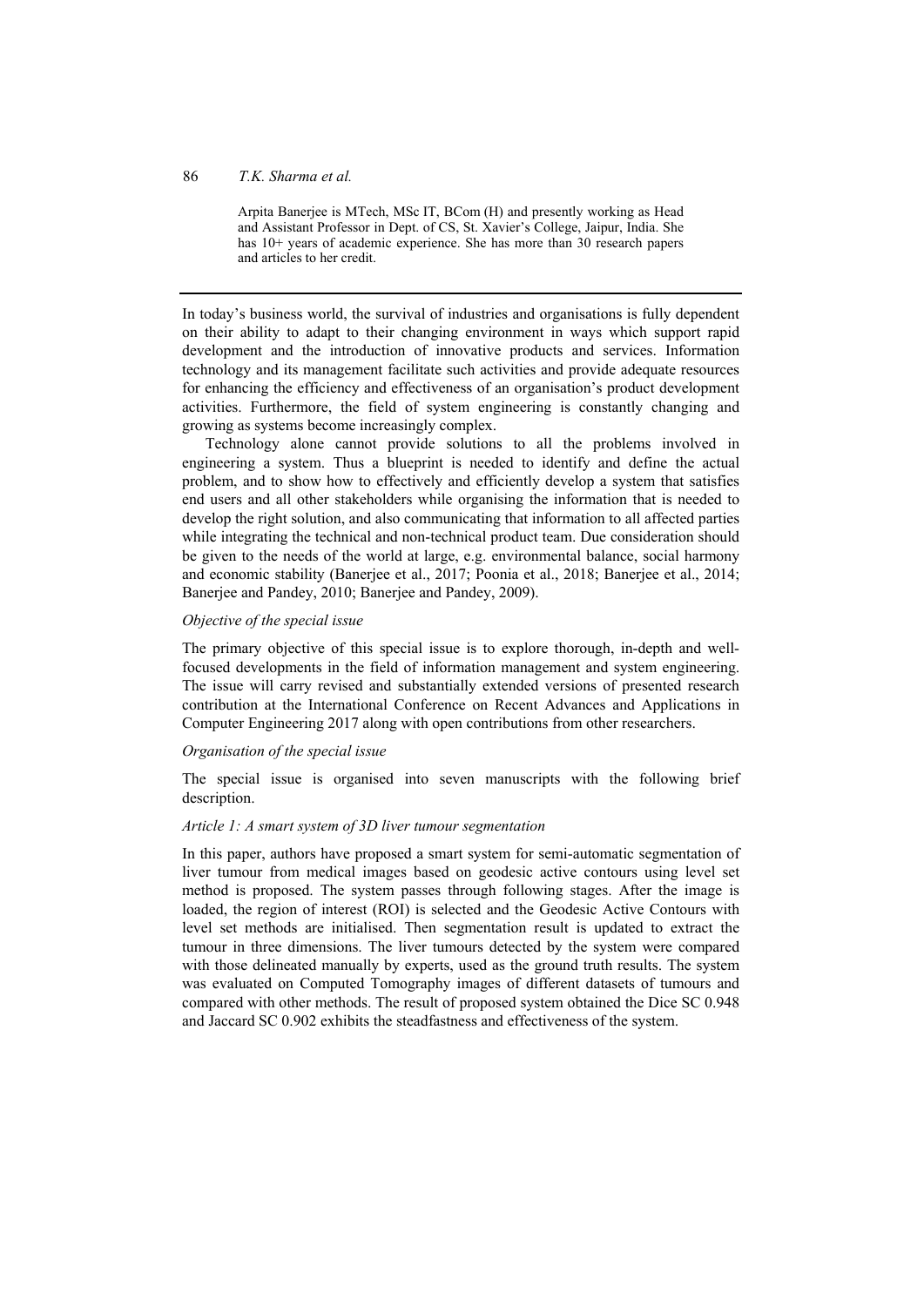Arpita Banerjee is MTech, MSc IT, BCom (H) and presently working as Head and Assistant Professor in Dept. of CS, St. Xavier's College, Jaipur, India. She has 10+ years of academic experience. She has more than 30 research papers and articles to her credit.

---

In today's business world, the survival of industries and organisations is fully dependent on their ability to adapt to their changing environment in ways which support rapid development and the introduction of innovative products and services. Information technology and its management facilitate such activities and provide adequate resources for enhancing the efficiency and effectiveness of an organisation's product development activities. Furthermore, the field of system engineering is constantly changing and growing as systems become increasingly complex.

Technology alone cannot provide solutions to all the problems involved in engineering a system. Thus a blueprint is needed to identify and define the actual problem, and to show how to effectively and efficiently develop a system that satisfies end users and all other stakeholders while organising the information that is needed to develop the right solution, and also communicating that information to all affected parties while integrating the technical and non-technical product team. Due consideration should be given to the needs of the world at large, e.g. environmental balance, social harmony and economic stability (Banerjee et al., 2017; Poonia et al., 2018; Banerjee et al., 2014; Banerjee and Pandey, 2010; Banerjee and Pandey, 2009).

*Objective of the special issue*

The primary objective of this special issue is to explore thorough, in-depth and well-focused developments in the field of information management and system engineering. The issue will carry revised and substantially extended versions of presented research contribution at the International Conference on Recent Advances and Applications in Computer Engineering 2017 along with open contributions from other researchers.

*Organisation of the special issue*

The special issue is organised into seven manuscripts with the following brief description.

*Article 1: A smart system of 3D liver tumour segmentation*

In this paper, authors have proposed a smart system for semi-automatic segmentation of liver tumour from medical images based on geodesic active contours using level set method is proposed. The system passes through following stages. After the image is loaded, the region of interest (ROI) is selected and the Geodesic Active Contours with level set methods are initialised. Then segmentation result is updated to extract the tumour in three dimensions. The liver tumours detected by the system were compared with those delineated manually by experts, used as the ground truth results. The system was evaluated on Computed Tomography images of different datasets of tumours and compared with other methods. The result of proposed system obtained the Dice SC 0.948 and Jaccard SC 0.902 exhibits the steadfastness and effectiveness of the system.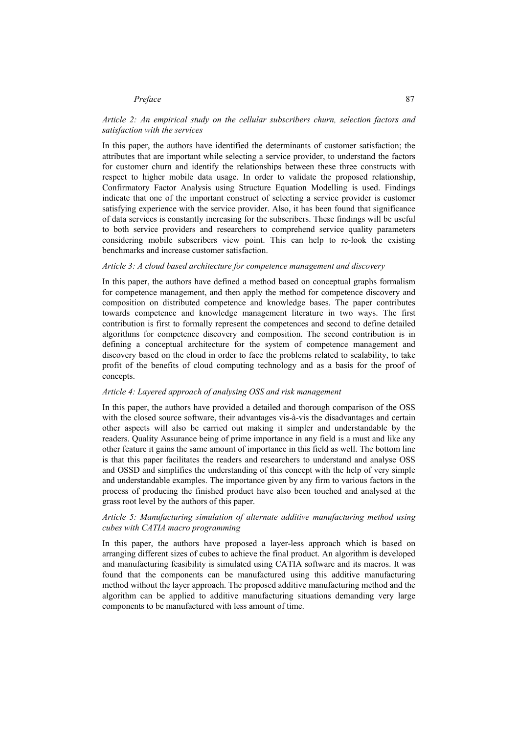*Article 2: An empirical study on the cellular subscribers churn, selection factors and satisfaction with the services*

In this paper, the authors have identified the determinants of customer satisfaction; the attributes that are important while selecting a service provider, to understand the factors for customer churn and identify the relationships between these three constructs with respect to higher mobile data usage. In order to validate the proposed relationship, Confirmatory Factor Analysis using Structure Equation Modelling is used. Findings indicate that one of the important construct of selecting a service provider is customer satisfying experience with the service provider. Also, it has been found that significance of data services is constantly increasing for the subscribers. These findings will be useful to both service providers and researchers to comprehend service quality parameters considering mobile subscribers view point. This can help to re-look the existing benchmarks and increase customer satisfaction.

*Article 3: A cloud based architecture for competence management and discovery*

In this paper, the authors have defined a method based on conceptual graphs formalism for competence management, and then apply the method for competence discovery and composition on distributed competence and knowledge bases. The paper contributes towards competence and knowledge management literature in two ways. The first contribution is first to formally represent the competences and second to define detailed algorithms for competence discovery and composition. The second contribution is in defining a conceptual architecture for the system of competence management and discovery based on the cloud in order to face the problems related to scalability, to take profit of the benefits of cloud computing technology and as a basis for the proof of concepts.

*Article 4: Layered approach of analysing OSS and risk management*

In this paper, the authors have provided a detailed and thorough comparison of the OSS with the closed source software, their advantages vis-à-vis the disadvantages and certain other aspects will also be carried out making it simpler and understandable by the readers. Quality Assurance being of prime importance in any field is a must and like any other feature it gains the same amount of importance in this field as well. The bottom line is that this paper facilitates the readers and researchers to understand and analyse OSS and OSSD and simplifies the understanding of this concept with the help of very simple and understandable examples. The importance given by any firm to various factors in the process of producing the finished product have also been touched and analysed at the grass root level by the authors of this paper.

*Article 5: Manufacturing simulation of alternate additive manufacturing method using cubes with CATIA macro programming*

In this paper, the authors have proposed a layer-less approach which is based on arranging different sizes of cubes to achieve the final product. An algorithm is developed and manufacturing feasibility is simulated using CATIA software and its macros. It was found that the components can be manufactured using this additive manufacturing method without the layer approach. The proposed additive manufacturing method and the algorithm can be applied to additive manufacturing situations demanding very large components to be manufactured with less amount of time.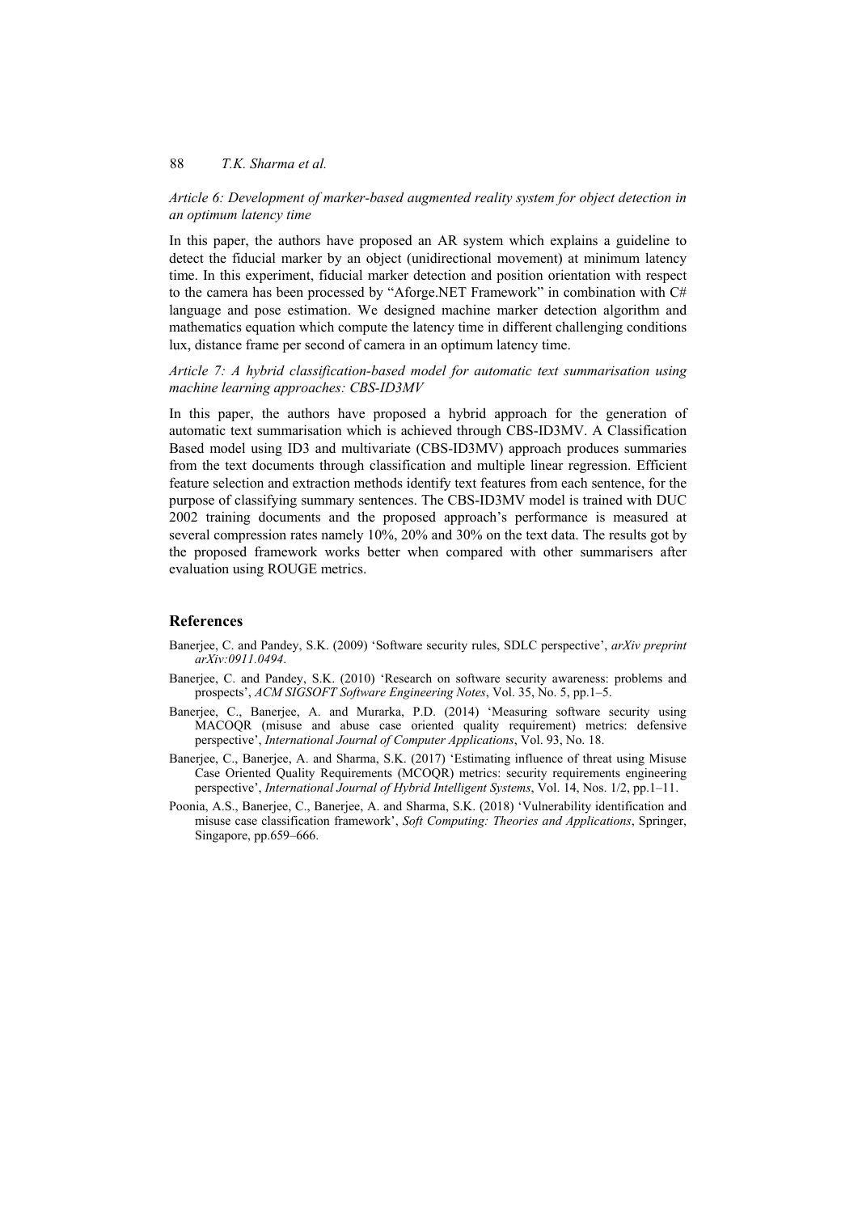*Article 6: Development of marker-based augmented reality system for object detection in an optimum latency time*

In this paper, the authors have proposed an AR system which explains a guideline to detect the fiducial marker by an object (unidirectional movement) at minimum latency time. In this experiment, fiducial marker detection and position orientation with respect to the camera has been processed by "Aforge.NET Framework" in combination with C# language and pose estimation. We designed machine marker detection algorithm and mathematics equation which compute the latency time in different challenging conditions lux, distance frame per second of camera in an optimum latency time.

*Article 7: A hybrid classification-based model for automatic text summarisation using machine learning approaches: CBS-ID3MV*

In this paper, the authors have proposed a hybrid approach for the generation of automatic text summarisation which is achieved through CBS-ID3MV. A Classification Based model using ID3 and multivariate (CBS-ID3MV) approach produces summaries from the text documents through classification and multiple linear regression. Efficient feature selection and extraction methods identify text features from each sentence, for the purpose of classifying summary sentences. The CBS-ID3MV model is trained with DUC 2002 training documents and the proposed approach's performance is measured at several compression rates namely 10%, 20% and 30% on the text data. The results got by the proposed framework works better when compared with other summarisers after evaluation using ROUGE metrics.

## References

Banerjee, C. and Pandey, S.K. (2009) 'Software security rules, SDLC perspective', *arXiv preprint arXiv:0911.0494*.

Banerjee, C. and Pandey, S.K. (2010) 'Research on software security awareness: problems and prospects', *ACM SIGSOFT Software Engineering Notes*, Vol. 35, No. 5, pp.1–5.

Banerjee, C., Banerjee, A. and Murarka, P.D. (2014) 'Measuring software security using MACOQR (misuse and abuse case oriented quality requirement) metrics: defensive perspective', *International Journal of Computer Applications*, Vol. 93, No. 18.

Banerjee, C., Banerjee, A. and Sharma, S.K. (2017) 'Estimating influence of threat using Misuse Case Oriented Quality Requirements (MCOQR) metrics: security requirements engineering perspective', *International Journal of Hybrid Intelligent Systems*, Vol. 14, Nos. 1/2, pp.1–11.

Poonia, A.S., Banerjee, C., Banerjee, A. and Sharma, S.K. (2018) 'Vulnerability identification and misuse case classification framework', *Soft Computing: Theories and Applications*, Springer, Singapore, pp.659–666.